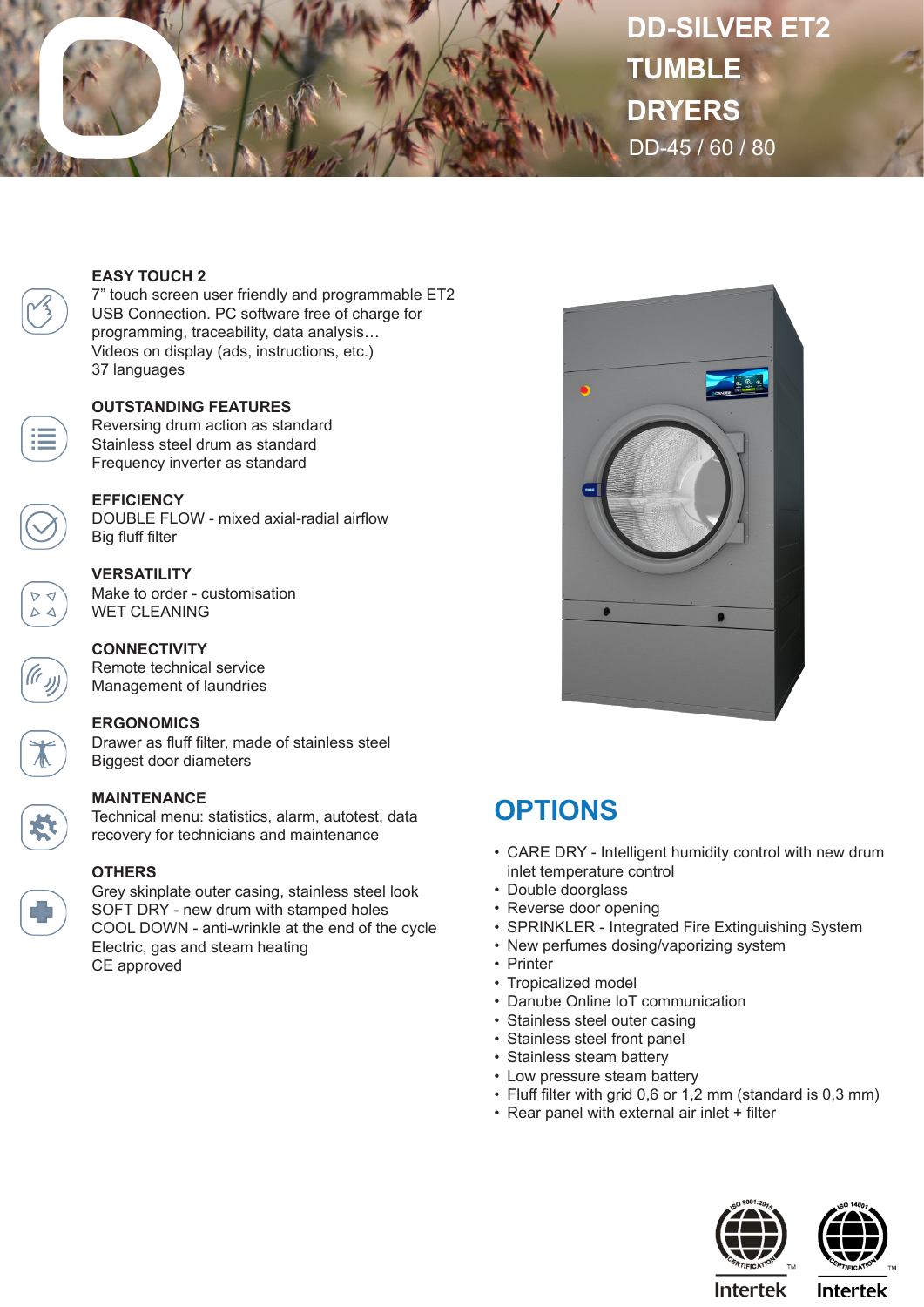# DD-SILVER ET2 TUMBLE DRYERS

DD-45 / 60 / 80

### EASY TOUCH 2

7" touch screen user friendly and programmable ET2
USB Connection. PC software free of charge for programming, traceability, data analysis…
Videos on display (ads, instructions, etc.)
37 languages

### OUTSTANDING FEATURES

Reversing drum action as standard
Stainless steel drum as standard
Frequency inverter as standard

### EFFICIENCY

DOUBLE FLOW - mixed axial-radial airflow
Big fluff filter

### VERSATILITY

Make to order - customisation
WET CLEANING

### CONNECTIVITY

Remote technical service
Management of laundries

### ERGONOMICS

Drawer as fluff filter, made of stainless steel
Biggest door diameters

### MAINTENANCE

Technical menu: statistics, alarm, autotest, data recovery for technicians and maintenance

### OTHERS

Grey skinplate outer casing, stainless steel look
SOFT DRY - new drum with stamped holes
COOL DOWN - anti-wrinkle at the end of the cycle
Electric, gas and steam heating
CE approved

## OPTIONS

- CARE DRY - Intelligent humidity control with new drum inlet temperature control
- Double doorglass
- Reverse door opening
- SPRINKLER - Integrated Fire Extinguishing System
- New perfumes dosing/vaporizing system
- Printer
- Tropicalized model
- Danube Online IoT communication
- Stainless steel outer casing
- Stainless steel front panel
- Stainless steam battery
- Low pressure steam battery
- Fluff filter with grid 0,6 or 1,2 mm (standard is 0,3 mm)
- Rear panel with external air inlet + filter

ISO 9001:2015 CERTIFICATION Intertek
ISO 14001 CERTIFICATION Intertek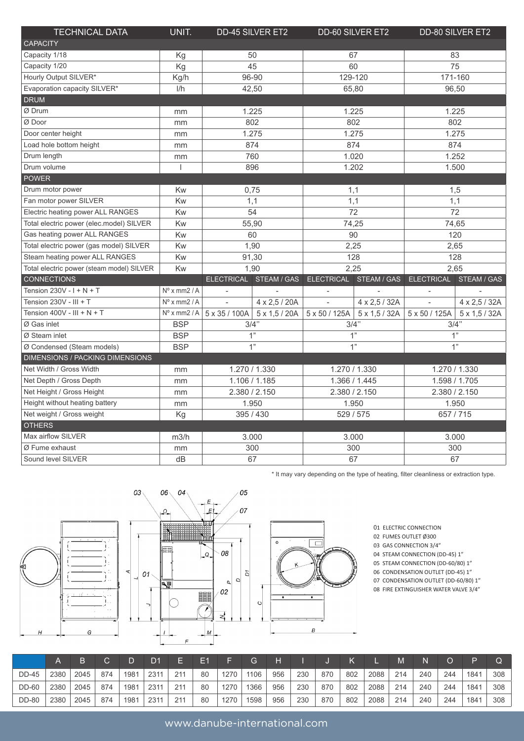| TECHNICAL DATA | UNIT. | DD-45 SILVER ET2 | | DD-60 SILVER ET2 | | DD-80 SILVER ET2 | |
|---|---|---|---|---|---|---|---|
| CAPACITY | | | | | | | |
| Capacity 1/18 | Kg | 50 | | 67 | | 83 | |
| Capacity 1/20 | Kg | 45 | | 60 | | 75 | |
| Hourly Output SILVER* | Kg/h | 96-90 | | 129-120 | | 171-160 | |
| Evaporation capacity SILVER* | l/h | 42,50 | | 65,80 | | 96,50 | |
| DRUM | | | | | | | |
| Ø Drum | mm | 1.225 | | 1.225 | | 1.225 | |
| Ø Door | mm | 802 | | 802 | | 802 | |
| Door center height | mm | 1.275 | | 1.275 | | 1.275 | |
| Load hole bottom height | mm | 874 | | 874 | | 874 | |
| Drum length | mm | 760 | | 1.020 | | 1.252 | |
| Drum volume | l | 896 | | 1.202 | | 1.500 | |
| POWER | | | | | | | |
| Drum motor power | Kw | 0,75 | | 1,1 | | 1,5 | |
| Fan motor power SILVER | Kw | 1,1 | | 1,1 | | 1,1 | |
| Electric heating power ALL RANGES | Kw | 54 | | 72 | | 72 | |
| Total electric power (elec.model) SILVER | Kw | 55,90 | | 74,25 | | 74,65 | |
| Gas heating power ALL RANGES | Kw | 60 | | 90 | | 120 | |
| Total electric power (gas model) SILVER | Kw | 1,90 | | 2,25 | | 2,65 | |
| Steam heating power ALL RANGES | Kw | 91,30 | | 128 | | 128 | |
| Total electric power (steam model) SILVER | Kw | 1,90 | | 2,25 | | 2,65 | |
| CONNECTIONS | | ELECTRICAL | STEAM / GAS | ELECTRICAL | STEAM / GAS | ELECTRICAL | STEAM / GAS |
| Tension 230V - I + N + T | Nº x mm2 / A | - | - | - | - | - | - |
| Tension 230V - III + T | Nº x mm2 / A | - | 4 x 2,5 / 20A | - | 4 x 2,5 / 32A | - | 4 x 2,5 / 32A |
| Tension 400V - III + N + T | Nº x mm2 / A | 5 x 35 / 100A | 5 x 1,5 / 20A | 5 x 50 / 125A | 5 x 1,5 / 32A | 5 x 50 / 125A | 5 x 1,5 / 32A |
| Ø Gas inlet | BSP | 3/4" | | 3/4" | | 3/4" | |
| Ø Steam inlet | BSP | 1" | | 1" | | 1" | |
| Ø Condensed (Steam models) | BSP | 1" | | 1" | | 1" | |
| DIMENSIONS / PACKING DIMENSIONS | | | | | | | |
| Net Width / Gross Width | mm | 1.270 / 1.330 | | 1.270 / 1.330 | | 1.270 / 1.330 | |
| Net Depth / Gross Depth | mm | 1.106 / 1.185 | | 1.366 / 1.445 | | 1.598 / 1.705 | |
| Net Height / Gross Height | mm | 2.380 / 2.150 | | 2.380 / 2.150 | | 2.380 / 2.150 | |
| Height without heating battery | mm | 1.950 | | 1.950 | | 1.950 | |
| Net weight / Gross weight | Kg | 395 / 430 | | 529 / 575 | | 657 / 715 | |
| OTHERS | | | | | | | |
| Max airflow SILVER | m3/h | 3.000 | | 3.000 | | 3.000 | |
| Ø Fume exhaust | mm | 300 | | 300 | | 300 | |
| Sound level SILVER | dB | 67 | | 67 | | 67 | |

\* It may vary depending on the type of heating, filter cleanliness or extraction type.

01 ELECTRIC CONNECTION
02 FUMES OUTLET Ø300
03 GAS CONNECTION 3/4"
04 STEAM CONNECTION (DD-45) 1"
05 STEAM CONNECTION (DD-60/80) 1"
06 CONDENSATION OUTLET (DD-45) 1"
07 CONDENSATION OUTLET (DD-60/80) 1"
08 FIRE EXTINGUISHER WATER VALVE 3/4"

| | A | B | C | D | D1 | E | E1 | F | G | H | I | J | K | L | M | N | O | P | Q |
|---|---|---|---|---|---|---|---|---|---|---|---|---|---|---|---|---|---|---|---|
| DD-45 | 2380 | 2045 | 874 | 1981 | 2311 | 211 | 80 | 1270 | 1106 | 956 | 230 | 870 | 802 | 2088 | 214 | 240 | 244 | 1841 | 308 |
| DD-60 | 2380 | 2045 | 874 | 1981 | 2311 | 211 | 80 | 1270 | 1366 | 956 | 230 | 870 | 802 | 2088 | 214 | 240 | 244 | 1841 | 308 |
| DD-80 | 2380 | 2045 | 874 | 1981 | 2311 | 211 | 80 | 1270 | 1598 | 956 | 230 | 870 | 802 | 2088 | 214 | 240 | 244 | 1841 | 308 |

www.danube-international.com